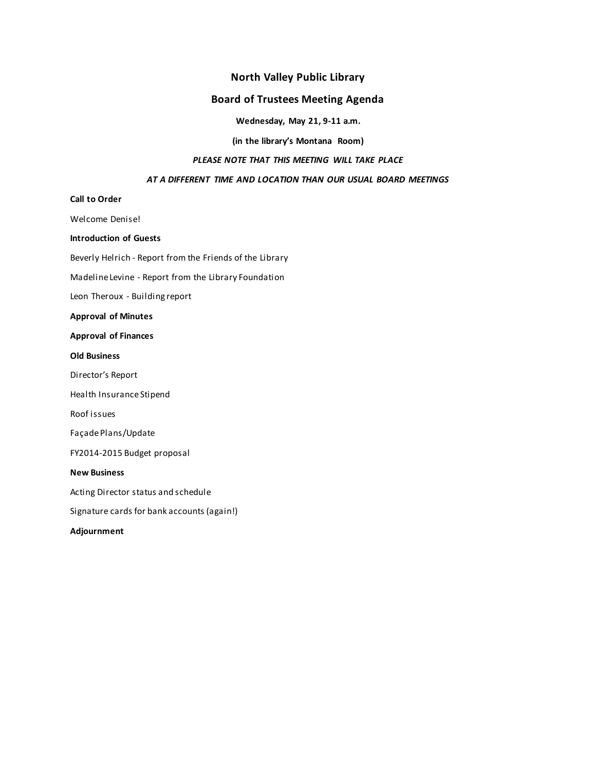# North Valley Public Library

## Board of Trustees Meeting Agenda

**Wednesday, May 21, 9-11 a.m.**

**(in the library's Montana Room)**

***PLEASE NOTE THAT THIS MEETING WILL TAKE PLACE***

***AT A DIFFERENT TIME AND LOCATION THAN OUR USUAL BOARD MEETINGS***

**Call to Order**

Welcome Denise!

**Introduction of Guests**

Beverly Helrich - Report from the Friends of the Library

Madeline Levine - Report from the Library Foundation

Leon Theroux - Building report

**Approval of Minutes**

**Approval of Finances**

**Old Business**

Director's Report

Health Insurance Stipend

Roof issues

Façade Plans/Update

FY2014-2015 Budget proposal

**New Business**

Acting Director status and schedule

Signature cards for bank accounts (again!)

**Adjournment**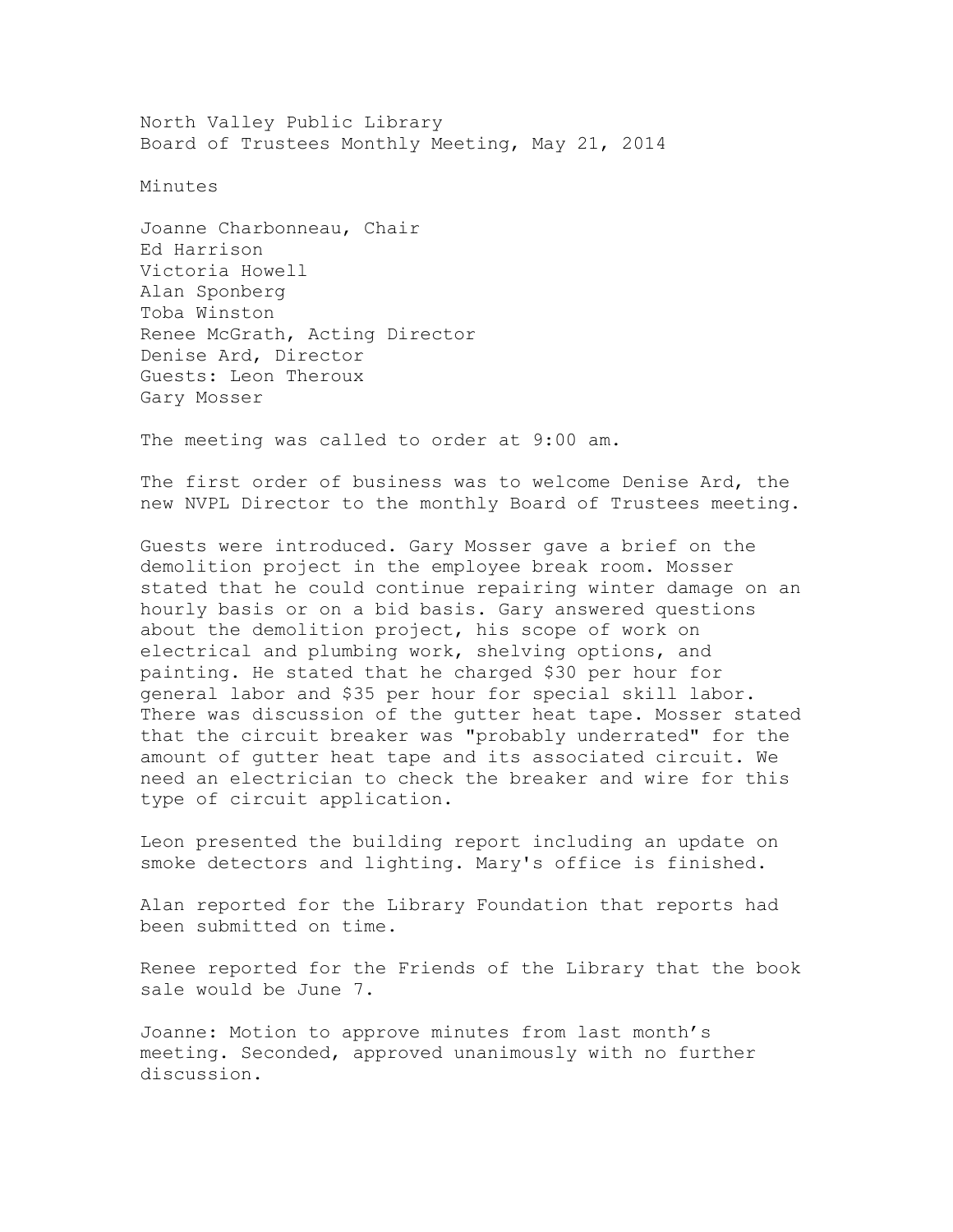North Valley Public Library
Board of Trustees Monthly Meeting, May 21, 2014

Minutes

Joanne Charbonneau, Chair
Ed Harrison
Victoria Howell
Alan Sponberg
Toba Winston
Renee McGrath, Acting Director
Denise Ard, Director
Guests: Leon Theroux
Gary Mosser

The meeting was called to order at 9:00 am.

The first order of business was to welcome Denise Ard, the new NVPL Director to the monthly Board of Trustees meeting.

Guests were introduced. Gary Mosser gave a brief on the demolition project in the employee break room. Mosser stated that he could continue repairing winter damage on an hourly basis or on a bid basis. Gary answered questions about the demolition project, his scope of work on electrical and plumbing work, shelving options, and painting. He stated that he charged $30 per hour for general labor and $35 per hour for special skill labor. There was discussion of the gutter heat tape. Mosser stated that the circuit breaker was "probably underrated" for the amount of gutter heat tape and its associated circuit. We need an electrician to check the breaker and wire for this type of circuit application.

Leon presented the building report including an update on smoke detectors and lighting. Mary's office is finished.

Alan reported for the Library Foundation that reports had been submitted on time.

Renee reported for the Friends of the Library that the book sale would be June 7.

Joanne: Motion to approve minutes from last month's meeting. Seconded, approved unanimously with no further discussion.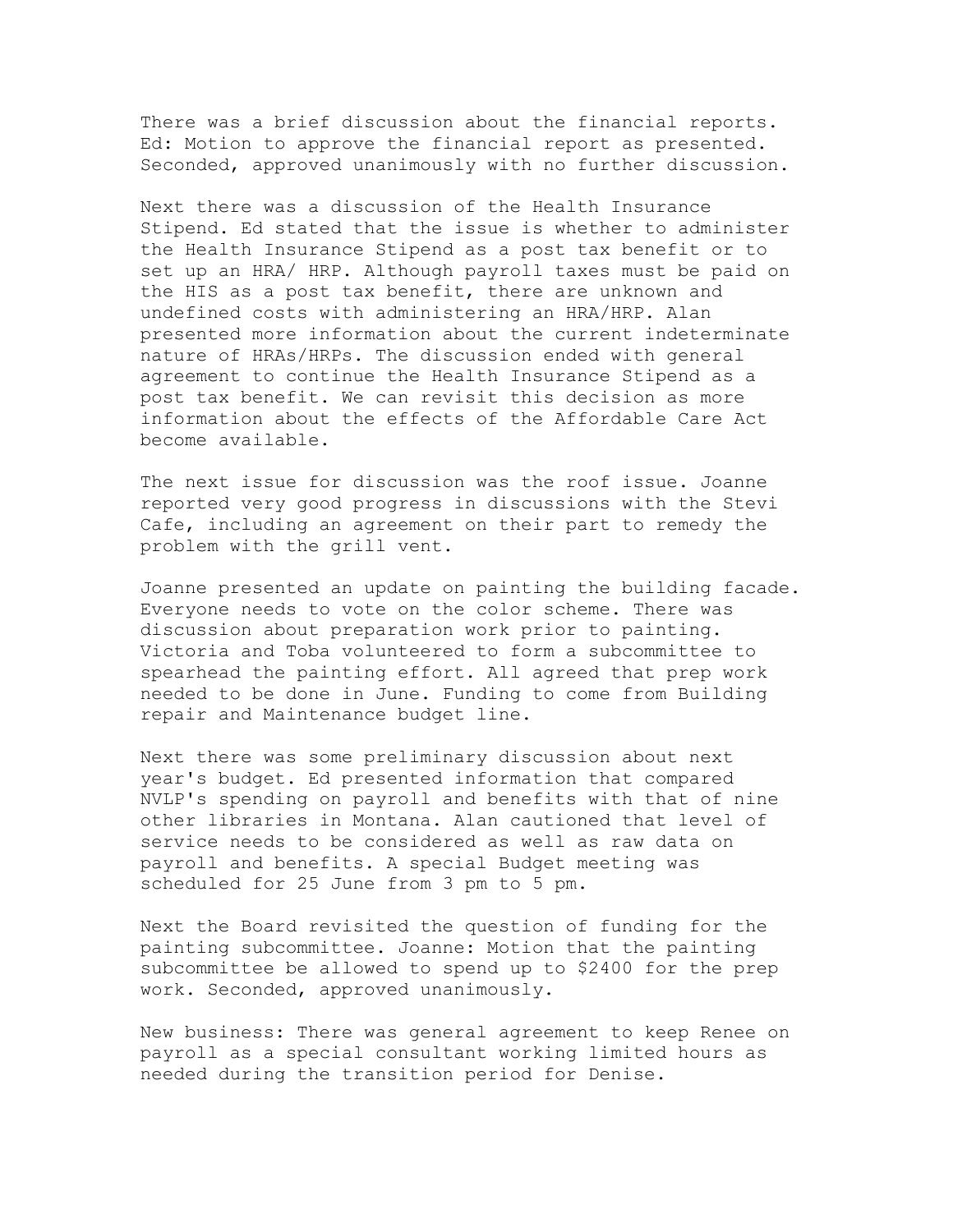There was a brief discussion about the financial reports. Ed: Motion to approve the financial report as presented. Seconded, approved unanimously with no further discussion.

Next there was a discussion of the Health Insurance Stipend. Ed stated that the issue is whether to administer the Health Insurance Stipend as a post tax benefit or to set up an HRA/ HRP. Although payroll taxes must be paid on the HIS as a post tax benefit, there are unknown and undefined costs with administering an HRA/HRP. Alan presented more information about the current indeterminate nature of HRAs/HRPs. The discussion ended with general agreement to continue the Health Insurance Stipend as a post tax benefit. We can revisit this decision as more information about the effects of the Affordable Care Act become available.

The next issue for discussion was the roof issue. Joanne reported very good progress in discussions with the Stevi Cafe, including an agreement on their part to remedy the problem with the grill vent.

Joanne presented an update on painting the building facade. Everyone needs to vote on the color scheme. There was discussion about preparation work prior to painting. Victoria and Toba volunteered to form a subcommittee to spearhead the painting effort. All agreed that prep work needed to be done in June. Funding to come from Building repair and Maintenance budget line.

Next there was some preliminary discussion about next year's budget. Ed presented information that compared NVLP's spending on payroll and benefits with that of nine other libraries in Montana. Alan cautioned that level of service needs to be considered as well as raw data on payroll and benefits. A special Budget meeting was scheduled for 25 June from 3 pm to 5 pm.

Next the Board revisited the question of funding for the painting subcommittee. Joanne: Motion that the painting subcommittee be allowed to spend up to $2400 for the prep work. Seconded, approved unanimously.

New business: There was general agreement to keep Renee on payroll as a special consultant working limited hours as needed during the transition period for Denise.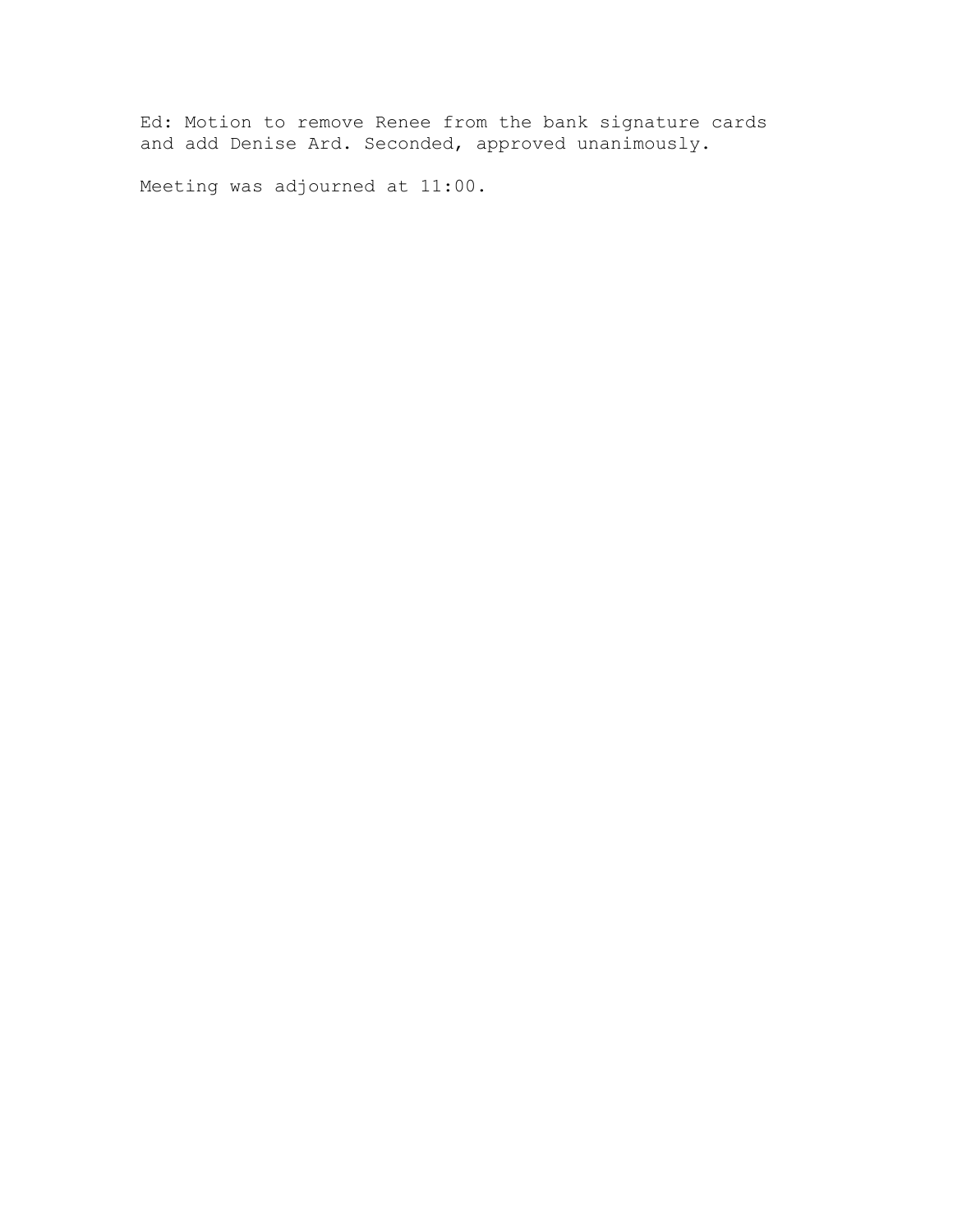Ed: Motion to remove Renee from the bank signature cards and add Denise Ard. Seconded, approved unanimously.

Meeting was adjourned at 11:00.